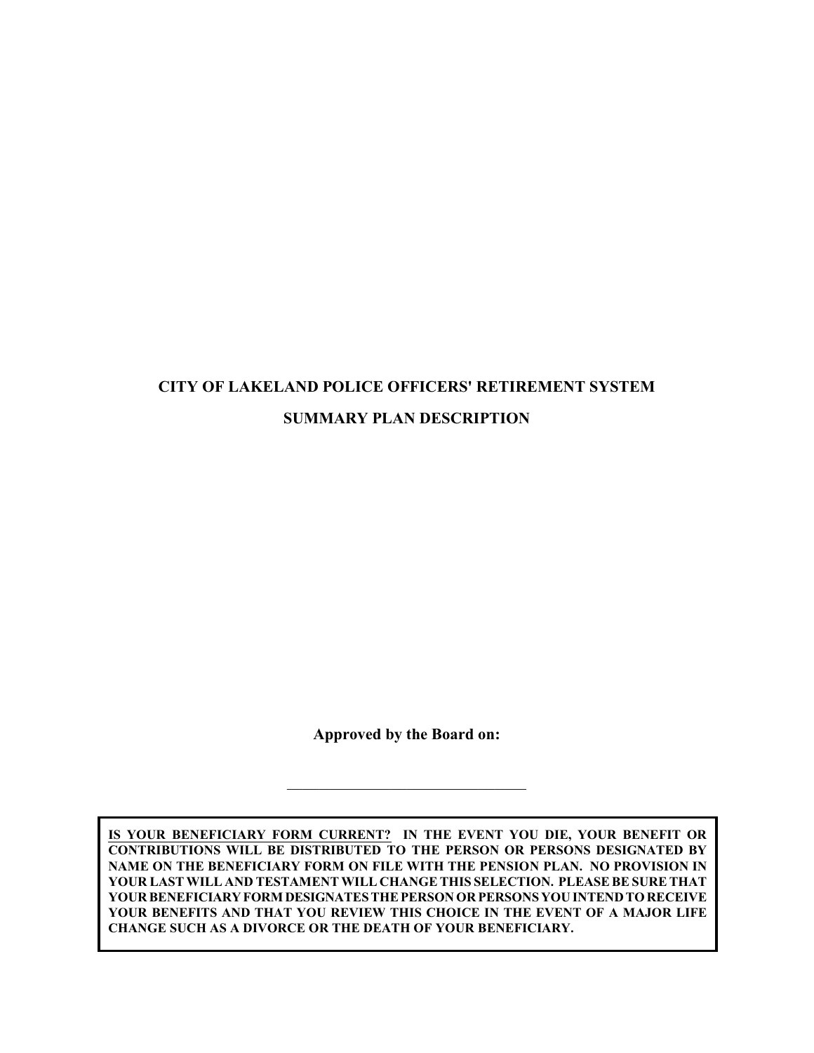# CITY OF LAKELAND POLICE OFFICERS' RETIREMENT SYSTEM

## SUMMARY PLAN DESCRIPTION

**Approved by the Board on:**

\_\_\_\_\_\_\_\_\_\_\_\_\_\_\_\_\_\_\_\_\_\_\_\_\_\_\_\_\_\_\_\_

**IS YOUR BENEFICIARY FORM CURRENT?** **IN THE EVENT YOU DIE, YOUR BENEFIT OR CONTRIBUTIONS WILL BE DISTRIBUTED TO THE PERSON OR PERSONS DESIGNATED BY NAME ON THE BENEFICIARY FORM ON FILE WITH THE PENSION PLAN. NO PROVISION IN YOUR LAST WILL AND TESTAMENT WILL CHANGE THIS SELECTION. PLEASE BE SURE THAT YOUR BENEFICIARY FORM DESIGNATES THE PERSON OR PERSONS YOU INTEND TO RECEIVE YOUR BENEFITS AND THAT YOU REVIEW THIS CHOICE IN THE EVENT OF A MAJOR LIFE CHANGE SUCH AS A DIVORCE OR THE DEATH OF YOUR BENEFICIARY.**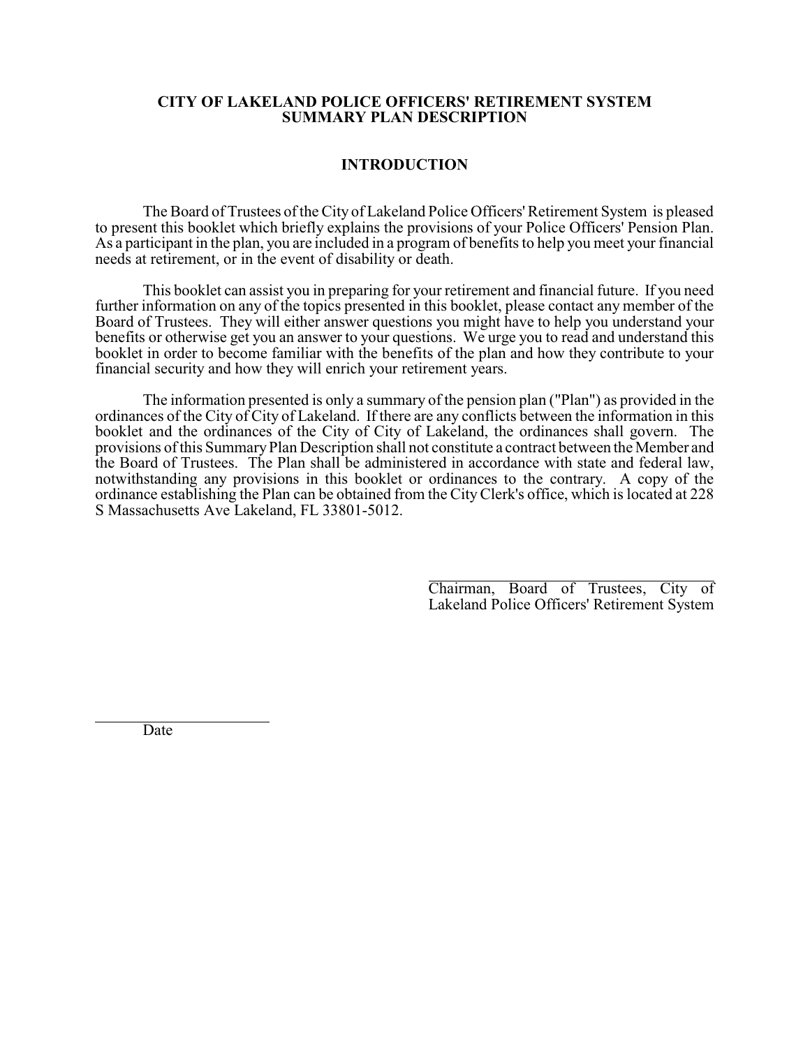# CITY OF LAKELAND POLICE OFFICERS' RETIREMENT SYSTEM SUMMARY PLAN DESCRIPTION

## INTRODUCTION

The Board of Trustees of the City of Lakeland Police Officers' Retirement System is pleased to present this booklet which briefly explains the provisions of your Police Officers' Pension Plan. As a participant in the plan, you are included in a program of benefits to help you meet your financial needs at retirement, or in the event of disability or death.

This booklet can assist you in preparing for your retirement and financial future. If you need further information on any of the topics presented in this booklet, please contact any member of the Board of Trustees. They will either answer questions you might have to help you understand your benefits or otherwise get you an answer to your questions. We urge you to read and understand this booklet in order to become familiar with the benefits of the plan and how they contribute to your financial security and how they will enrich your retirement years.

The information presented is only a summary of the pension plan ("Plan") as provided in the ordinances of the City of City of Lakeland. If there are any conflicts between the information in this booklet and the ordinances of the City of City of Lakeland, the ordinances shall govern. The provisions of this Summary Plan Description shall not constitute a contract between the Member and the Board of Trustees. The Plan shall be administered in accordance with state and federal law, notwithstanding any provisions in this booklet or ordinances to the contrary. A copy of the ordinance establishing the Plan can be obtained from the City Clerk's office, which is located at 228 S Massachusetts Ave Lakeland, FL 33801-5012.

\_\_\_\_\_\_\_\_\_\_\_\_\_\_\_\_\_\_\_\_\_\_\_\_\_\_\_\_\_\_\_\_\_\_\_\_
Chairman, Board of Trustees, City of Lakeland Police Officers' Retirement System

\_\_\_\_\_\_\_\_\_\_\_\_\_\_\_\_\_\_\_\_\_\_\_\_
Date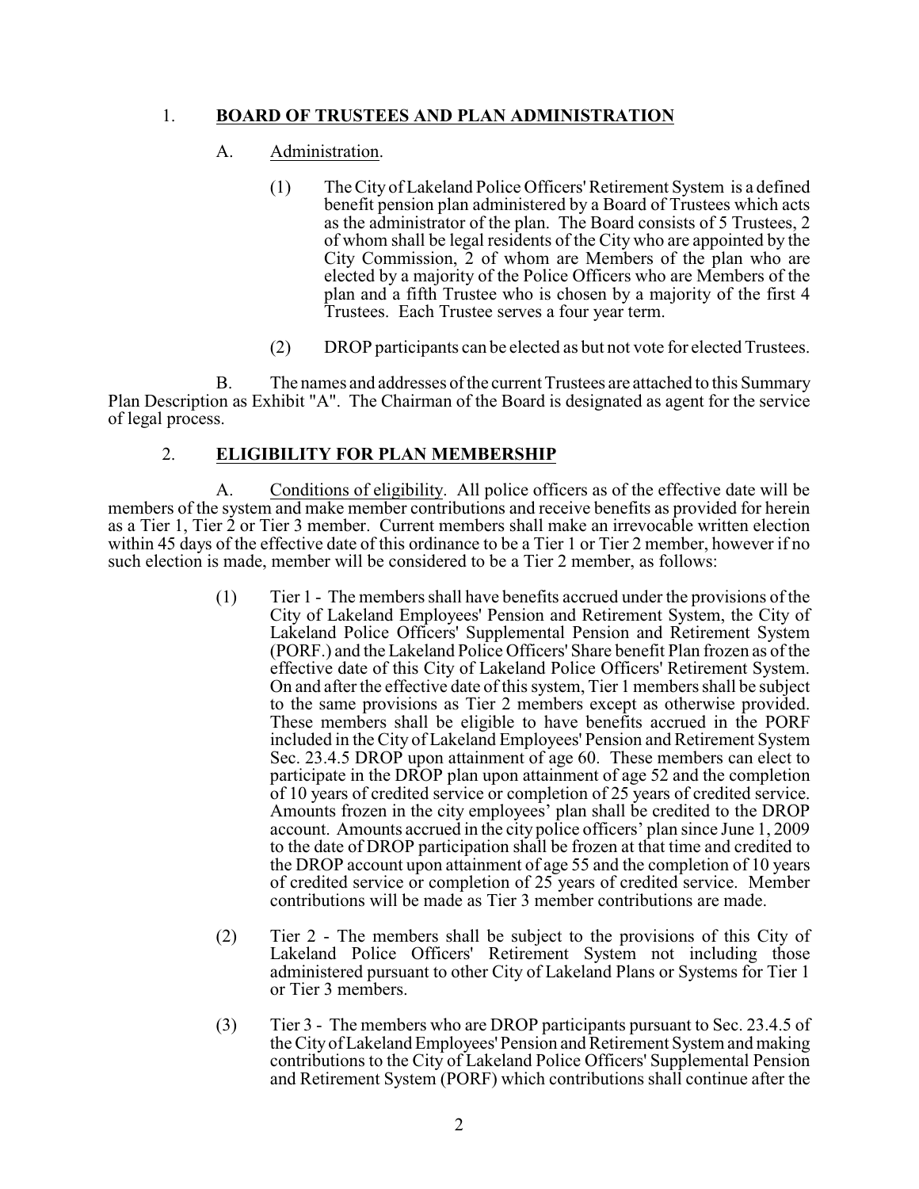1. **BOARD OF TRUSTEES AND PLAN ADMINISTRATION**

   A. Administration.

      (1) The City of Lakeland Police Officers' Retirement System is a defined benefit pension plan administered by a Board of Trustees which acts as the administrator of the plan. The Board consists of 5 Trustees, 2 of whom shall be legal residents of the City who are appointed by the City Commission, 2 of whom are Members of the plan who are elected by a majority of the Police Officers who are Members of the plan and a fifth Trustee who is chosen by a majority of the first 4 Trustees. Each Trustee serves a four year term.

      (2) DROP participants can be elected as but not vote for elected Trustees.

   B. The names and addresses of the current Trustees are attached to this Summary Plan Description as Exhibit "A". The Chairman of the Board is designated as agent for the service of legal process.

2. **ELIGIBILITY FOR PLAN MEMBERSHIP**

   A. Conditions of eligibility. All police officers as of the effective date will be members of the system and make member contributions and receive benefits as provided for herein as a Tier 1, Tier 2 or Tier 3 member. Current members shall make an irrevocable written election within 45 days of the effective date of this ordinance to be a Tier 1 or Tier 2 member, however if no such election is made, member will be considered to be a Tier 2 member, as follows:

      (1) Tier 1 - The members shall have benefits accrued under the provisions of the City of Lakeland Employees' Pension and Retirement System, the City of Lakeland Police Officers' Supplemental Pension and Retirement System (PORF.) and the Lakeland Police Officers' Share benefit Plan frozen as of the effective date of this City of Lakeland Police Officers' Retirement System. On and after the effective date of this system, Tier 1 members shall be subject to the same provisions as Tier 2 members except as otherwise provided. These members shall be eligible to have benefits accrued in the PORF included in the City of Lakeland Employees' Pension and Retirement System Sec. 23.4.5 DROP upon attainment of age 60. These members can elect to participate in the DROP plan upon attainment of age 52 and the completion of 10 years of credited service or completion of 25 years of credited service. Amounts frozen in the city employees' plan shall be credited to the DROP account. Amounts accrued in the city police officers' plan since June 1, 2009 to the date of DROP participation shall be frozen at that time and credited to the DROP account upon attainment of age 55 and the completion of 10 years of credited service or completion of 25 years of credited service. Member contributions will be made as Tier 3 member contributions are made.

      (2) Tier 2 - The members shall be subject to the provisions of this City of Lakeland Police Officers' Retirement System not including those administered pursuant to other City of Lakeland Plans or Systems for Tier 1 or Tier 3 members.

      (3) Tier 3 - The members who are DROP participants pursuant to Sec. 23.4.5 of the City of Lakeland Employees' Pension and Retirement System and making contributions to the City of Lakeland Police Officers' Supplemental Pension and Retirement System (PORF) which contributions shall continue after the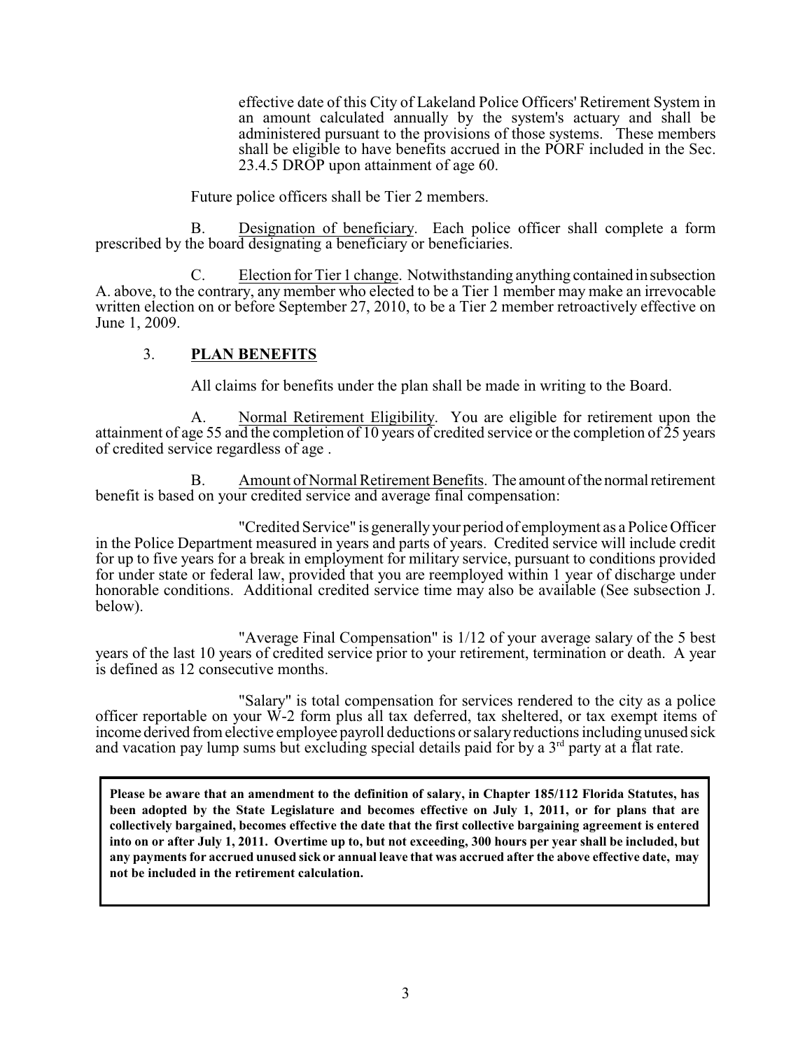effective date of this City of Lakeland Police Officers' Retirement System in an amount calculated annually by the system's actuary and shall be administered pursuant to the provisions of those systems. These members shall be eligible to have benefits accrued in the PORF included in the Sec. 23.4.5 DROP upon attainment of age 60.

Future police officers shall be Tier 2 members.

B. Designation of beneficiary. Each police officer shall complete a form prescribed by the board designating a beneficiary or beneficiaries.

C. Election for Tier 1 change. Notwithstanding anything contained in subsection A. above, to the contrary, any member who elected to be a Tier 1 member may make an irrevocable written election on or before September 27, 2010, to be a Tier 2 member retroactively effective on June 1, 2009.

## 3. **PLAN BENEFITS**

All claims for benefits under the plan shall be made in writing to the Board.

A. Normal Retirement Eligibility. You are eligible for retirement upon the attainment of age 55 and the completion of 10 years of credited service or the completion of 25 years of credited service regardless of age .

B. Amount of Normal Retirement Benefits. The amount of the normal retirement benefit is based on your credited service and average final compensation:

"Credited Service" is generally your period of employment as a Police Officer in the Police Department measured in years and parts of years. Credited service will include credit for up to five years for a break in employment for military service, pursuant to conditions provided for under state or federal law, provided that you are reemployed within 1 year of discharge under honorable conditions. Additional credited service time may also be available (See subsection J. below).

"Average Final Compensation" is 1/12 of your average salary of the 5 best years of the last 10 years of credited service prior to your retirement, termination or death. A year is defined as 12 consecutive months.

"Salary" is total compensation for services rendered to the city as a police officer reportable on your W-2 form plus all tax deferred, tax sheltered, or tax exempt items of income derived from elective employee payroll deductions or salary reductions including unused sick and vacation pay lump sums but excluding special details paid for by a 3rd party at a flat rate.

**Please be aware that an amendment to the definition of salary, in Chapter 185/112 Florida Statutes, has been adopted by the State Legislature and becomes effective on July 1, 2011, or for plans that are collectively bargained, becomes effective the date that the first collective bargaining agreement is entered into on or after July 1, 2011. Overtime up to, but not exceeding, 300 hours per year shall be included, but any payments for accrued unused sick or annual leave that was accrued after the above effective date, may not be included in the retirement calculation.**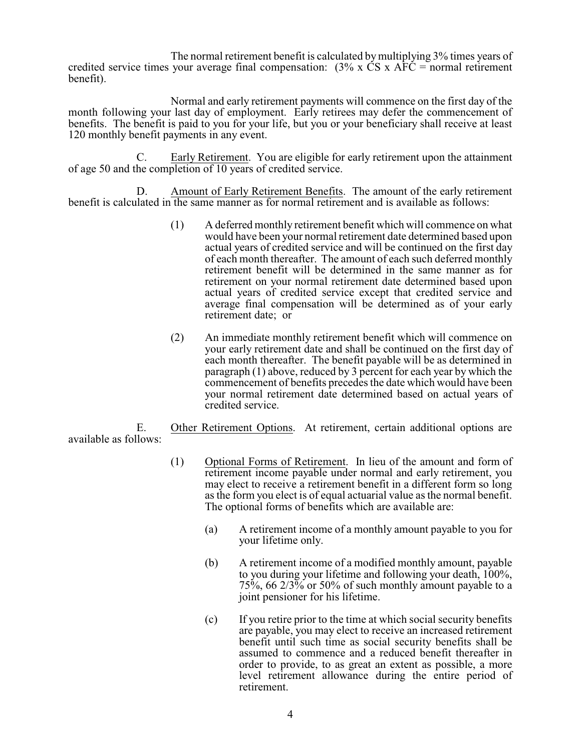The normal retirement benefit is calculated by multiplying 3% times years of credited service times your average final compensation: (3% x CS x AFC = normal retirement benefit).

Normal and early retirement payments will commence on the first day of the month following your last day of employment. Early retirees may defer the commencement of benefits. The benefit is paid to you for your life, but you or your beneficiary shall receive at least 120 monthly benefit payments in any event.

C. Early Retirement. You are eligible for early retirement upon the attainment of age 50 and the completion of 10 years of credited service.

D. Amount of Early Retirement Benefits. The amount of the early retirement benefit is calculated in the same manner as for normal retirement and is available as follows:

(1) A deferred monthly retirement benefit which will commence on what would have been your normal retirement date determined based upon actual years of credited service and will be continued on the first day of each month thereafter. The amount of each such deferred monthly retirement benefit will be determined in the same manner as for retirement on your normal retirement date determined based upon actual years of credited service except that credited service and average final compensation will be determined as of your early retirement date; or

(2) An immediate monthly retirement benefit which will commence on your early retirement date and shall be continued on the first day of each month thereafter. The benefit payable will be as determined in paragraph (1) above, reduced by 3 percent for each year by which the commencement of benefits precedes the date which would have been your normal retirement date determined based on actual years of credited service.

E. Other Retirement Options. At retirement, certain additional options are available as follows:

(1) Optional Forms of Retirement. In lieu of the amount and form of retirement income payable under normal and early retirement, you may elect to receive a retirement benefit in a different form so long as the form you elect is of equal actuarial value as the normal benefit. The optional forms of benefits which are available are:

(a) A retirement income of a monthly amount payable to you for your lifetime only.

(b) A retirement income of a modified monthly amount, payable to you during your lifetime and following your death, 100%, 75%, 66 2/3% or 50% of such monthly amount payable to a joint pensioner for his lifetime.

(c) If you retire prior to the time at which social security benefits are payable, you may elect to receive an increased retirement benefit until such time as social security benefits shall be assumed to commence and a reduced benefit thereafter in order to provide, to as great an extent as possible, a more level retirement allowance during the entire period of retirement.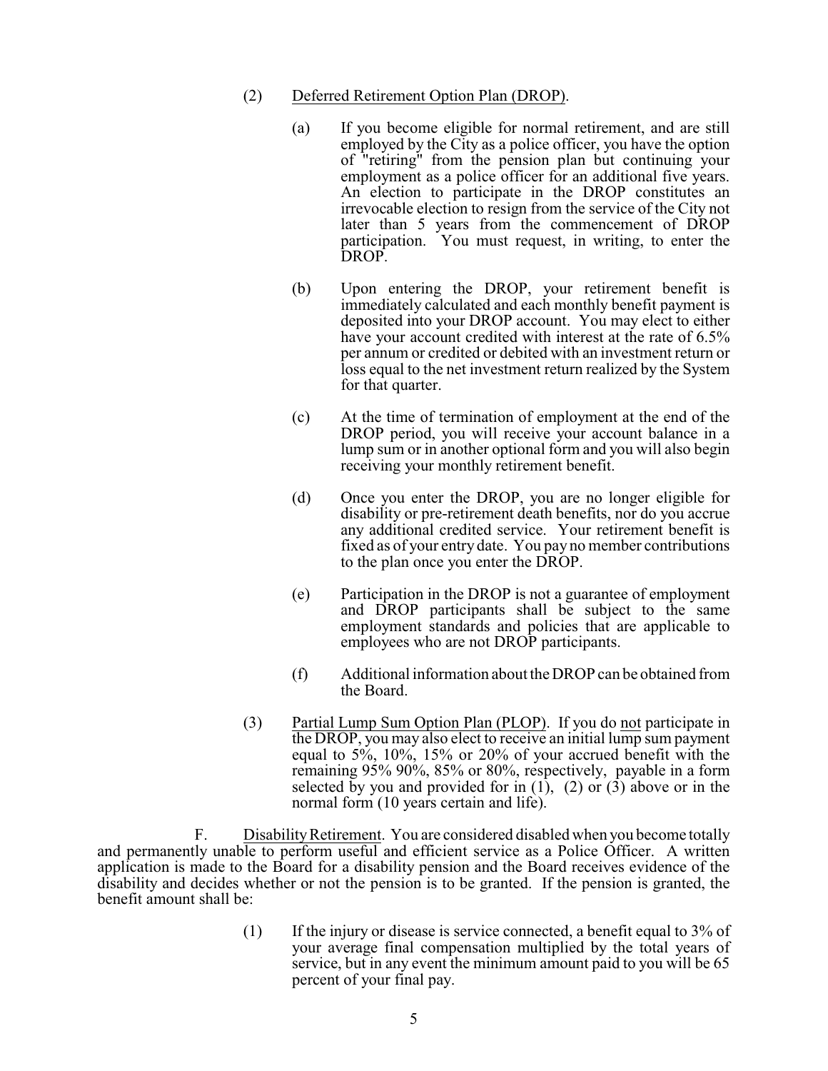(2) Deferred Retirement Option Plan (DROP).

(a) If you become eligible for normal retirement, and are still employed by the City as a police officer, you have the option of "retiring" from the pension plan but continuing your employment as a police officer for an additional five years. An election to participate in the DROP constitutes an irrevocable election to resign from the service of the City not later than 5 years from the commencement of DROP participation. You must request, in writing, to enter the DROP.

(b) Upon entering the DROP, your retirement benefit is immediately calculated and each monthly benefit payment is deposited into your DROP account. You may elect to either have your account credited with interest at the rate of 6.5% per annum or credited or debited with an investment return or loss equal to the net investment return realized by the System for that quarter.

(c) At the time of termination of employment at the end of the DROP period, you will receive your account balance in a lump sum or in another optional form and you will also begin receiving your monthly retirement benefit.

(d) Once you enter the DROP, you are no longer eligible for disability or pre-retirement death benefits, nor do you accrue any additional credited service. Your retirement benefit is fixed as of your entry date. You pay no member contributions to the plan once you enter the DROP.

(e) Participation in the DROP is not a guarantee of employment and DROP participants shall be subject to the same employment standards and policies that are applicable to employees who are not DROP participants.

(f) Additional information about the DROP can be obtained from the Board.

(3) Partial Lump Sum Option Plan (PLOP). If you do not participate in the DROP, you may also elect to receive an initial lump sum payment equal to 5%, 10%, 15% or 20% of your accrued benefit with the remaining 95% 90%, 85% or 80%, respectively, payable in a form selected by you and provided for in (1), (2) or (3) above or in the normal form (10 years certain and life).

F. Disability Retirement. You are considered disabled when you become totally and permanently unable to perform useful and efficient service as a Police Officer. A written application is made to the Board for a disability pension and the Board receives evidence of the disability and decides whether or not the pension is to be granted. If the pension is granted, the benefit amount shall be:

(1) If the injury or disease is service connected, a benefit equal to 3% of your average final compensation multiplied by the total years of service, but in any event the minimum amount paid to you will be 65 percent of your final pay.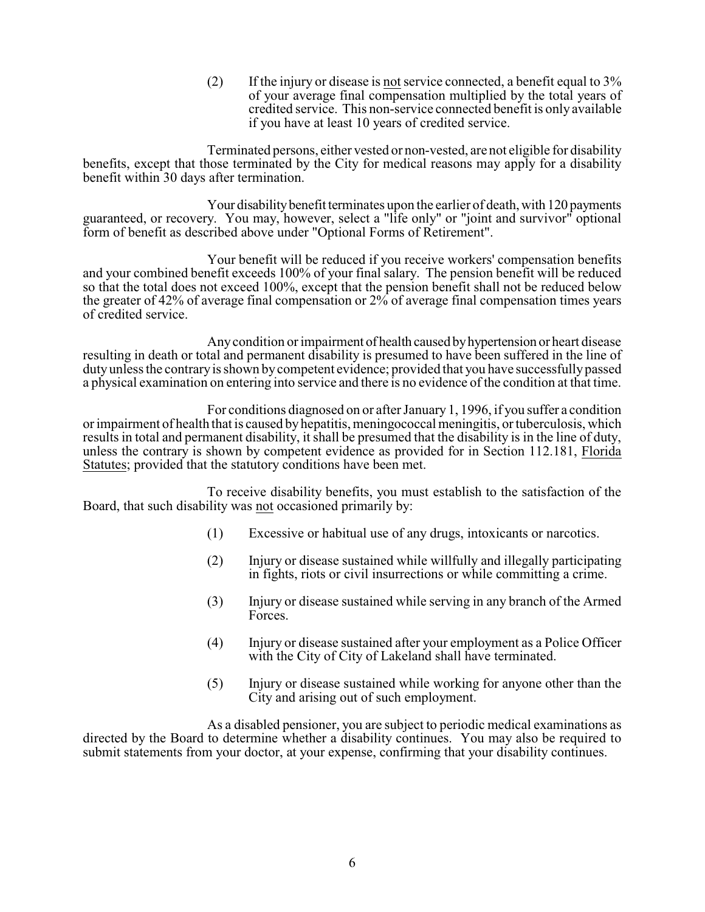(2) If the injury or disease is <u>not</u> service connected, a benefit equal to 3% of your average final compensation multiplied by the total years of credited service. This non-service connected benefit is only available if you have at least 10 years of credited service.

Terminated persons, either vested or non-vested, are not eligible for disability benefits, except that those terminated by the City for medical reasons may apply for a disability benefit within 30 days after termination.

Your disability benefit terminates upon the earlier of death, with 120 payments guaranteed, or recovery. You may, however, select a "life only" or "joint and survivor" optional form of benefit as described above under "Optional Forms of Retirement".

Your benefit will be reduced if you receive workers' compensation benefits and your combined benefit exceeds 100% of your final salary. The pension benefit will be reduced so that the total does not exceed 100%, except that the pension benefit shall not be reduced below the greater of 42% of average final compensation or 2% of average final compensation times years of credited service.

Any condition or impairment of health caused by hypertension or heart disease resulting in death or total and permanent disability is presumed to have been suffered in the line of duty unless the contrary is shown by competent evidence; provided that you have successfully passed a physical examination on entering into service and there is no evidence of the condition at that time.

For conditions diagnosed on or after January 1, 1996, if you suffer a condition or impairment of health that is caused by hepatitis, meningococcal meningitis, or tuberculosis, which results in total and permanent disability, it shall be presumed that the disability is in the line of duty, unless the contrary is shown by competent evidence as provided for in Section 112.181, <u>Florida Statutes</u>; provided that the statutory conditions have been met.

To receive disability benefits, you must establish to the satisfaction of the Board, that such disability was <u>not</u> occasioned primarily by:

(1) Excessive or habitual use of any drugs, intoxicants or narcotics.

(2) Injury or disease sustained while willfully and illegally participating in fights, riots or civil insurrections or while committing a crime.

(3) Injury or disease sustained while serving in any branch of the Armed Forces.

(4) Injury or disease sustained after your employment as a Police Officer with the City of City of Lakeland shall have terminated.

(5) Injury or disease sustained while working for anyone other than the City and arising out of such employment.

As a disabled pensioner, you are subject to periodic medical examinations as directed by the Board to determine whether a disability continues. You may also be required to submit statements from your doctor, at your expense, confirming that your disability continues.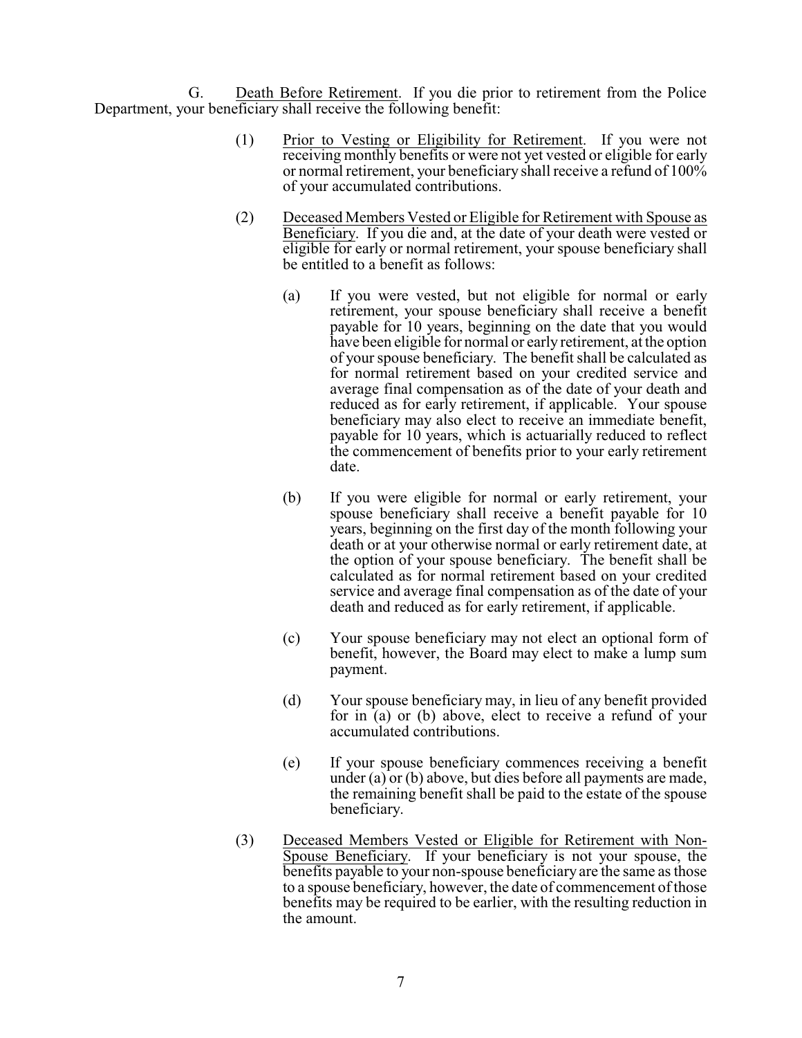G. Death Before Retirement. If you die prior to retirement from the Police Department, your beneficiary shall receive the following benefit:

(1) Prior to Vesting or Eligibility for Retirement. If you were not receiving monthly benefits or were not yet vested or eligible for early or normal retirement, your beneficiary shall receive a refund of 100% of your accumulated contributions.

(2) Deceased Members Vested or Eligible for Retirement with Spouse as Beneficiary. If you die and, at the date of your death were vested or eligible for early or normal retirement, your spouse beneficiary shall be entitled to a benefit as follows:

(a) If you were vested, but not eligible for normal or early retirement, your spouse beneficiary shall receive a benefit payable for 10 years, beginning on the date that you would have been eligible for normal or early retirement, at the option of your spouse beneficiary. The benefit shall be calculated as for normal retirement based on your credited service and average final compensation as of the date of your death and reduced as for early retirement, if applicable. Your spouse beneficiary may also elect to receive an immediate benefit, payable for 10 years, which is actuarially reduced to reflect the commencement of benefits prior to your early retirement date.

(b) If you were eligible for normal or early retirement, your spouse beneficiary shall receive a benefit payable for 10 years, beginning on the first day of the month following your death or at your otherwise normal or early retirement date, at the option of your spouse beneficiary. The benefit shall be calculated as for normal retirement based on your credited service and average final compensation as of the date of your death and reduced as for early retirement, if applicable.

(c) Your spouse beneficiary may not elect an optional form of benefit, however, the Board may elect to make a lump sum payment.

(d) Your spouse beneficiary may, in lieu of any benefit provided for in (a) or (b) above, elect to receive a refund of your accumulated contributions.

(e) If your spouse beneficiary commences receiving a benefit under (a) or (b) above, but dies before all payments are made, the remaining benefit shall be paid to the estate of the spouse beneficiary.

(3) Deceased Members Vested or Eligible for Retirement with Non-Spouse Beneficiary. If your beneficiary is not your spouse, the benefits payable to your non-spouse beneficiary are the same as those to a spouse beneficiary, however, the date of commencement of those benefits may be required to be earlier, with the resulting reduction in the amount.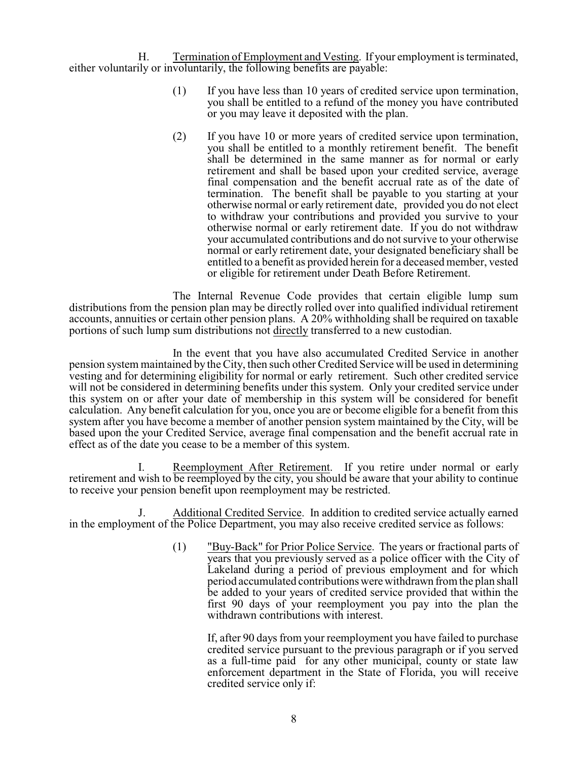H. <u>Termination of Employment and Vesting</u>. If your employment is terminated, either voluntarily or involuntarily, the following benefits are payable:

(1) If you have less than 10 years of credited service upon termination, you shall be entitled to a refund of the money you have contributed or you may leave it deposited with the plan.

(2) If you have 10 or more years of credited service upon termination, you shall be entitled to a monthly retirement benefit. The benefit shall be determined in the same manner as for normal or early retirement and shall be based upon your credited service, average final compensation and the benefit accrual rate as of the date of termination. The benefit shall be payable to you starting at your otherwise normal or early retirement date, provided you do not elect to withdraw your contributions and provided you survive to your otherwise normal or early retirement date. If you do not withdraw your accumulated contributions and do not survive to your otherwise normal or early retirement date, your designated beneficiary shall be entitled to a benefit as provided herein for a deceased member, vested or eligible for retirement under Death Before Retirement.

The Internal Revenue Code provides that certain eligible lump sum distributions from the pension plan may be directly rolled over into qualified individual retirement accounts, annuities or certain other pension plans. A 20% withholding shall be required on taxable portions of such lump sum distributions not <u>directly</u> transferred to a new custodian.

In the event that you have also accumulated Credited Service in another pension system maintained by the City, then such other Credited Service will be used in determining vesting and for determining eligibility for normal or early retirement. Such other credited service will not be considered in determining benefits under this system. Only your credited service under this system on or after your date of membership in this system will be considered for benefit calculation. Any benefit calculation for you, once you are or become eligible for a benefit from this system after you have become a member of another pension system maintained by the City, will be based upon the your Credited Service, average final compensation and the benefit accrual rate in effect as of the date you cease to be a member of this system.

I. <u>Reemployment After Retirement</u>. If you retire under normal or early retirement and wish to be reemployed by the city, you should be aware that your ability to continue to receive your pension benefit upon reemployment may be restricted.

J. <u>Additional Credited Service</u>. In addition to credited service actually earned in the employment of the Police Department, you may also receive credited service as follows:

(1) <u>"Buy-Back" for Prior Police Service</u>. The years or fractional parts of years that you previously served as a police officer with the City of Lakeland during a period of previous employment and for which period accumulated contributions were withdrawn from the plan shall be added to your years of credited service provided that within the first 90 days of your reemployment you pay into the plan the withdrawn contributions with interest.

If, after 90 days from your reemployment you have failed to purchase credited service pursuant to the previous paragraph or if you served as a full-time paid for any other municipal, county or state law enforcement department in the State of Florida, you will receive credited service only if: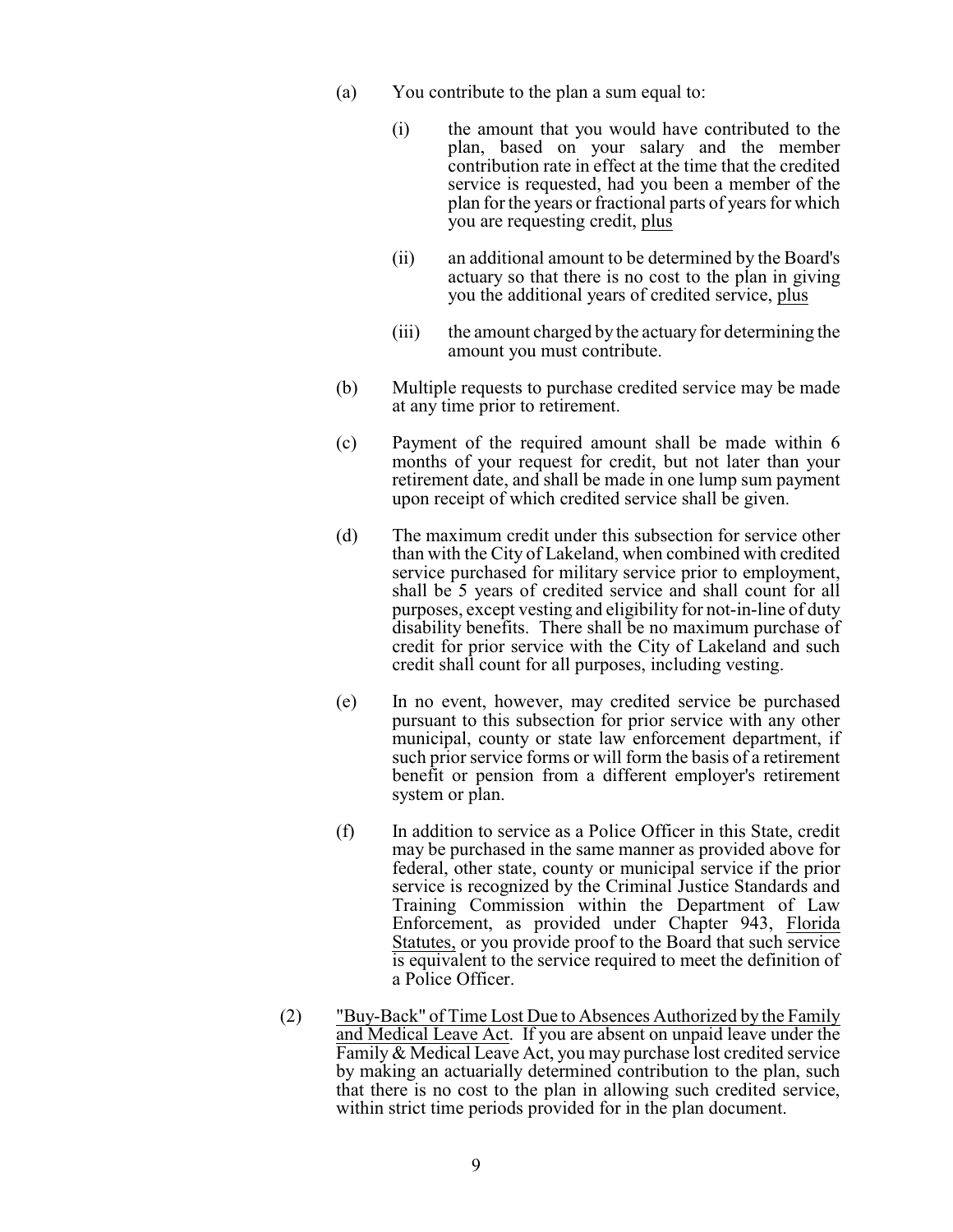(a) You contribute to the plan a sum equal to:

(i) the amount that you would have contributed to the plan, based on your salary and the member contribution rate in effect at the time that the credited service is requested, had you been a member of the plan for the years or fractional parts of years for which you are requesting credit, <u>plus</u>

(ii) an additional amount to be determined by the Board's actuary so that there is no cost to the plan in giving you the additional years of credited service, <u>plus</u>

(iii) the amount charged by the actuary for determining the amount you must contribute.

(b) Multiple requests to purchase credited service may be made at any time prior to retirement.

(c) Payment of the required amount shall be made within 6 months of your request for credit, but not later than your retirement date, and shall be made in one lump sum payment upon receipt of which credited service shall be given.

(d) The maximum credit under this subsection for service other than with the City of Lakeland, when combined with credited service purchased for military service prior to employment, shall be 5 years of credited service and shall count for all purposes, except vesting and eligibility for not-in-line of duty disability benefits. There shall be no maximum purchase of credit for prior service with the City of Lakeland and such credit shall count for all purposes, including vesting.

(e) In no event, however, may credited service be purchased pursuant to this subsection for prior service with any other municipal, county or state law enforcement department, if such prior service forms or will form the basis of a retirement benefit or pension from a different employer's retirement system or plan.

(f) In addition to service as a Police Officer in this State, credit may be purchased in the same manner as provided above for federal, other state, county or municipal service if the prior service is recognized by the Criminal Justice Standards and Training Commission within the Department of Law Enforcement, as provided under Chapter 943, <u>Florida Statutes,</u> or you provide proof to the Board that such service is equivalent to the service required to meet the definition of a Police Officer.

(2) <u>"Buy-Back" of Time Lost Due to Absences Authorized by the Family and Medical Leave Act</u>. If you are absent on unpaid leave under the Family & Medical Leave Act, you may purchase lost credited service by making an actuarially determined contribution to the plan, such that there is no cost to the plan in allowing such credited service, within strict time periods provided for in the plan document.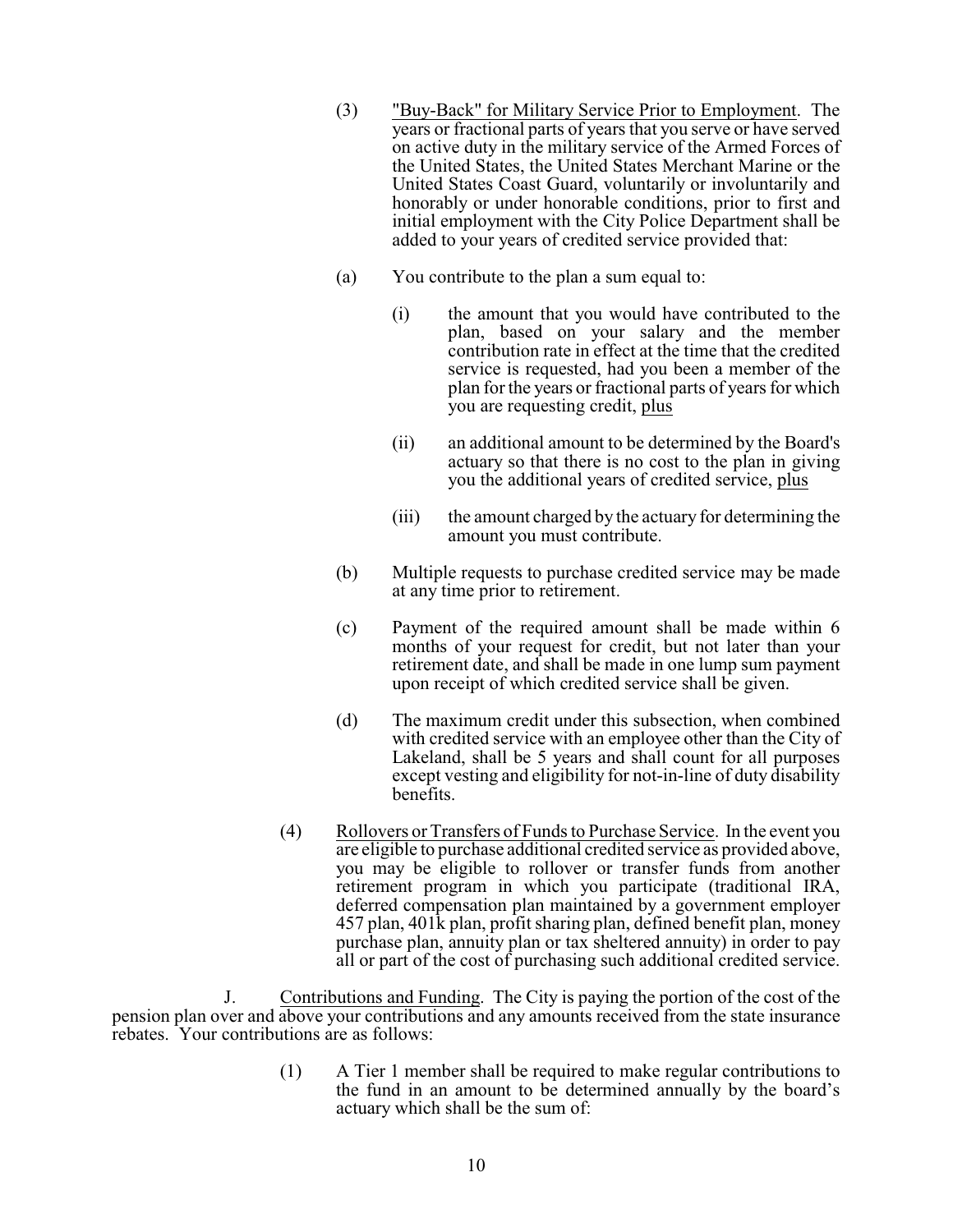(3) "Buy-Back" for Military Service Prior to Employment. The years or fractional parts of years that you serve or have served on active duty in the military service of the Armed Forces of the United States, the United States Merchant Marine or the United States Coast Guard, voluntarily or involuntarily and honorably or under honorable conditions, prior to first and initial employment with the City Police Department shall be added to your years of credited service provided that:

(a) You contribute to the plan a sum equal to:

(i) the amount that you would have contributed to the plan, based on your salary and the member contribution rate in effect at the time that the credited service is requested, had you been a member of the plan for the years or fractional parts of years for which you are requesting credit, plus

(ii) an additional amount to be determined by the Board's actuary so that there is no cost to the plan in giving you the additional years of credited service, plus

(iii) the amount charged by the actuary for determining the amount you must contribute.

(b) Multiple requests to purchase credited service may be made at any time prior to retirement.

(c) Payment of the required amount shall be made within 6 months of your request for credit, but not later than your retirement date, and shall be made in one lump sum payment upon receipt of which credited service shall be given.

(d) The maximum credit under this subsection, when combined with credited service with an employee other than the City of Lakeland, shall be 5 years and shall count for all purposes except vesting and eligibility for not-in-line of duty disability benefits.

(4) Rollovers or Transfers of Funds to Purchase Service. In the event you are eligible to purchase additional credited service as provided above, you may be eligible to rollover or transfer funds from another retirement program in which you participate (traditional IRA, deferred compensation plan maintained by a government employer 457 plan, 401k plan, profit sharing plan, defined benefit plan, money purchase plan, annuity plan or tax sheltered annuity) in order to pay all or part of the cost of purchasing such additional credited service.

J. Contributions and Funding. The City is paying the portion of the cost of the pension plan over and above your contributions and any amounts received from the state insurance rebates. Your contributions are as follows:

(1) A Tier 1 member shall be required to make regular contributions to the fund in an amount to be determined annually by the board's actuary which shall be the sum of: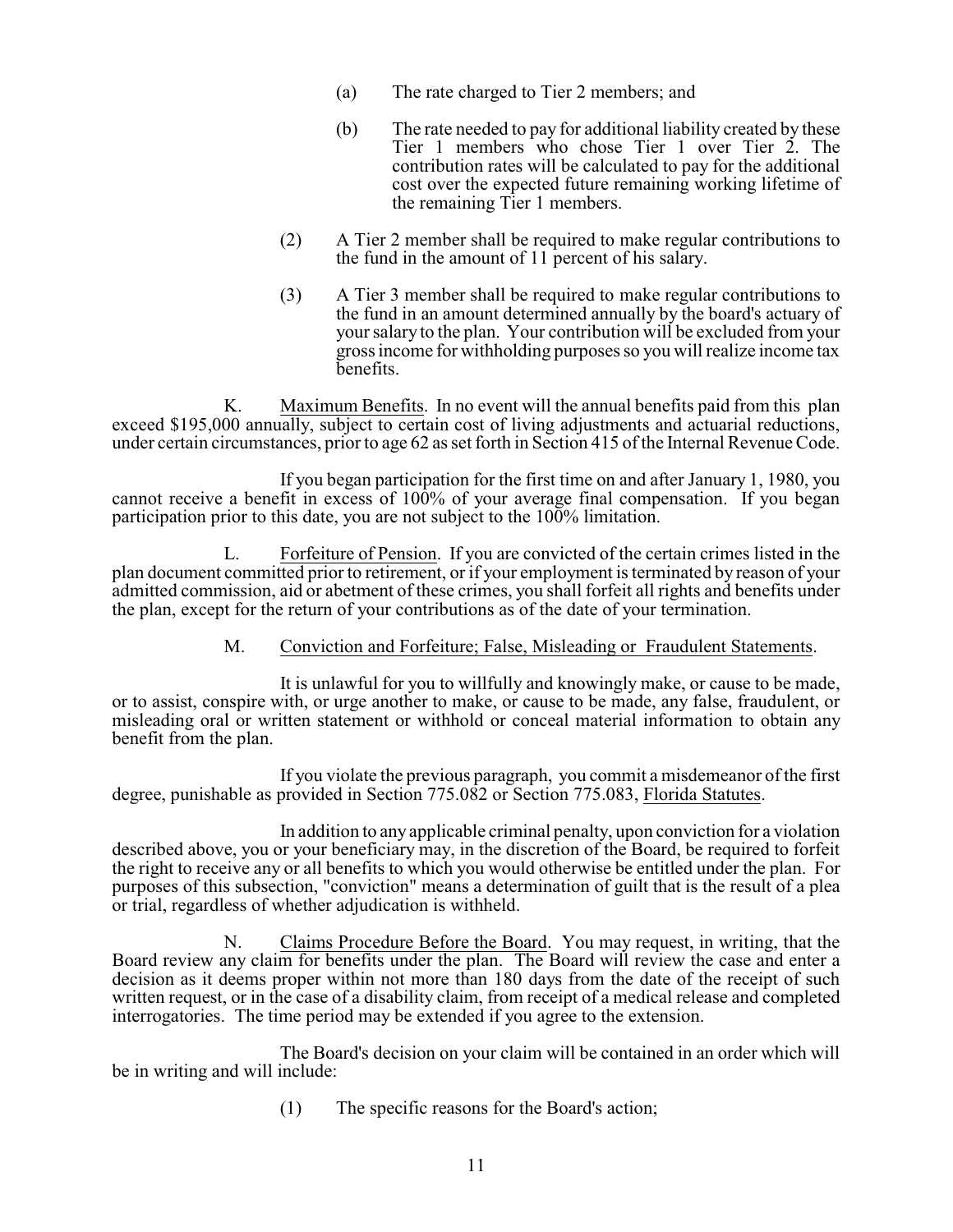(a) The rate charged to Tier 2 members; and

(b) The rate needed to pay for additional liability created by these Tier 1 members who chose Tier 1 over Tier 2. The contribution rates will be calculated to pay for the additional cost over the expected future remaining working lifetime of the remaining Tier 1 members.

(2) A Tier 2 member shall be required to make regular contributions to the fund in the amount of 11 percent of his salary.

(3) A Tier 3 member shall be required to make regular contributions to the fund in an amount determined annually by the board's actuary of your salary to the plan. Your contribution will be excluded from your gross income for withholding purposes so you will realize income tax benefits.

K. Maximum Benefits. In no event will the annual benefits paid from this plan exceed $195,000 annually, subject to certain cost of living adjustments and actuarial reductions, under certain circumstances, prior to age 62 as set forth in Section 415 of the Internal Revenue Code.

If you began participation for the first time on and after January 1, 1980, you cannot receive a benefit in excess of 100% of your average final compensation. If you began participation prior to this date, you are not subject to the 100% limitation.

L. Forfeiture of Pension. If you are convicted of the certain crimes listed in the plan document committed prior to retirement, or if your employment is terminated by reason of your admitted commission, aid or abetment of these crimes, you shall forfeit all rights and benefits under the plan, except for the return of your contributions as of the date of your termination.

M. Conviction and Forfeiture; False, Misleading or Fraudulent Statements.

It is unlawful for you to willfully and knowingly make, or cause to be made, or to assist, conspire with, or urge another to make, or cause to be made, any false, fraudulent, or misleading oral or written statement or withhold or conceal material information to obtain any benefit from the plan.

If you violate the previous paragraph, you commit a misdemeanor of the first degree, punishable as provided in Section 775.082 or Section 775.083, Florida Statutes.

In addition to any applicable criminal penalty, upon conviction for a violation described above, you or your beneficiary may, in the discretion of the Board, be required to forfeit the right to receive any or all benefits to which you would otherwise be entitled under the plan. For purposes of this subsection, "conviction" means a determination of guilt that is the result of a plea or trial, regardless of whether adjudication is withheld.

N. Claims Procedure Before the Board. You may request, in writing, that the Board review any claim for benefits under the plan. The Board will review the case and enter a decision as it deems proper within not more than 180 days from the date of the receipt of such written request, or in the case of a disability claim, from receipt of a medical release and completed interrogatories. The time period may be extended if you agree to the extension.

The Board's decision on your claim will be contained in an order which will be in writing and will include:

(1) The specific reasons for the Board's action;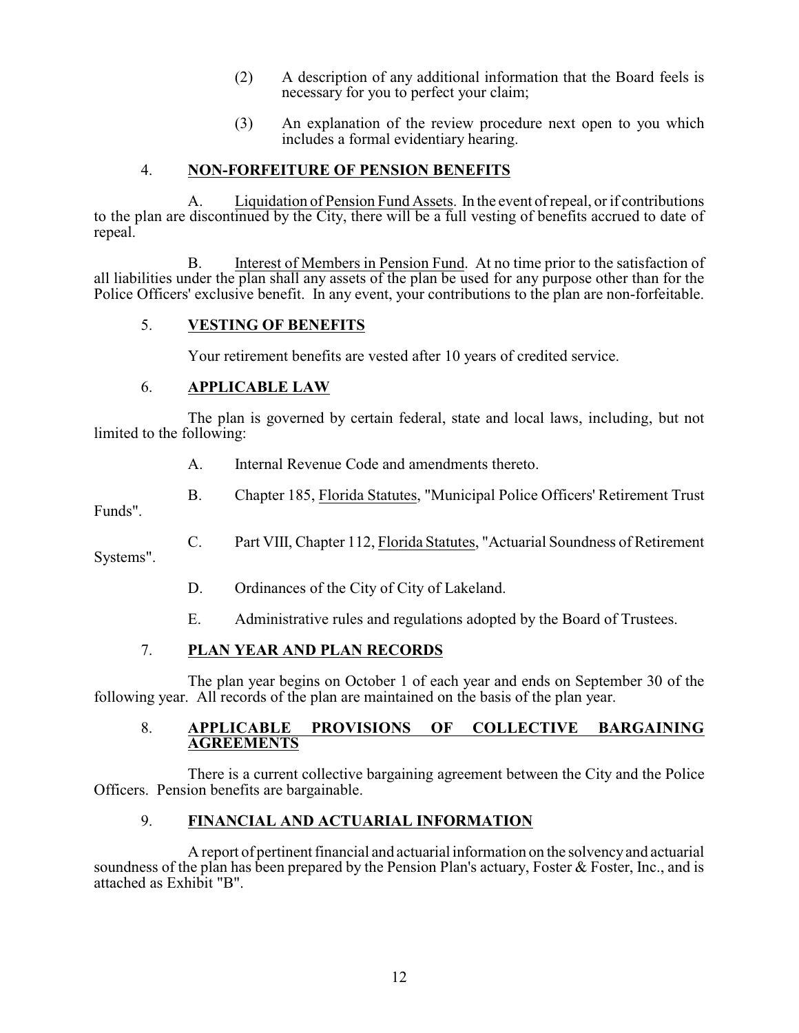(2) A description of any additional information that the Board feels is necessary for you to perfect your claim;

(3) An explanation of the review procedure next open to you which includes a formal evidentiary hearing.

## 4. NON-FORFEITURE OF PENSION BENEFITS

A. Liquidation of Pension Fund Assets. In the event of repeal, or if contributions to the plan are discontinued by the City, there will be a full vesting of benefits accrued to date of repeal.

B. Interest of Members in Pension Fund. At no time prior to the satisfaction of all liabilities under the plan shall any assets of the plan be used for any purpose other than for the Police Officers' exclusive benefit. In any event, your contributions to the plan are non-forfeitable.

## 5. VESTING OF BENEFITS

Your retirement benefits are vested after 10 years of credited service.

## 6. APPLICABLE LAW

The plan is governed by certain federal, state and local laws, including, but not limited to the following:

A. Internal Revenue Code and amendments thereto.

B. Chapter 185, Florida Statutes, "Municipal Police Officers' Retirement Trust Funds".

C. Part VIII, Chapter 112, Florida Statutes, "Actuarial Soundness of Retirement Systems".

D. Ordinances of the City of City of Lakeland.

E. Administrative rules and regulations adopted by the Board of Trustees.

## 7. PLAN YEAR AND PLAN RECORDS

The plan year begins on October 1 of each year and ends on September 30 of the following year. All records of the plan are maintained on the basis of the plan year.

## 8. APPLICABLE PROVISIONS OF COLLECTIVE BARGAINING AGREEMENTS

There is a current collective bargaining agreement between the City and the Police Officers. Pension benefits are bargainable.

## 9. FINANCIAL AND ACTUARIAL INFORMATION

A report of pertinent financial and actuarial information on the solvency and actuarial soundness of the plan has been prepared by the Pension Plan's actuary, Foster & Foster, Inc., and is attached as Exhibit "B".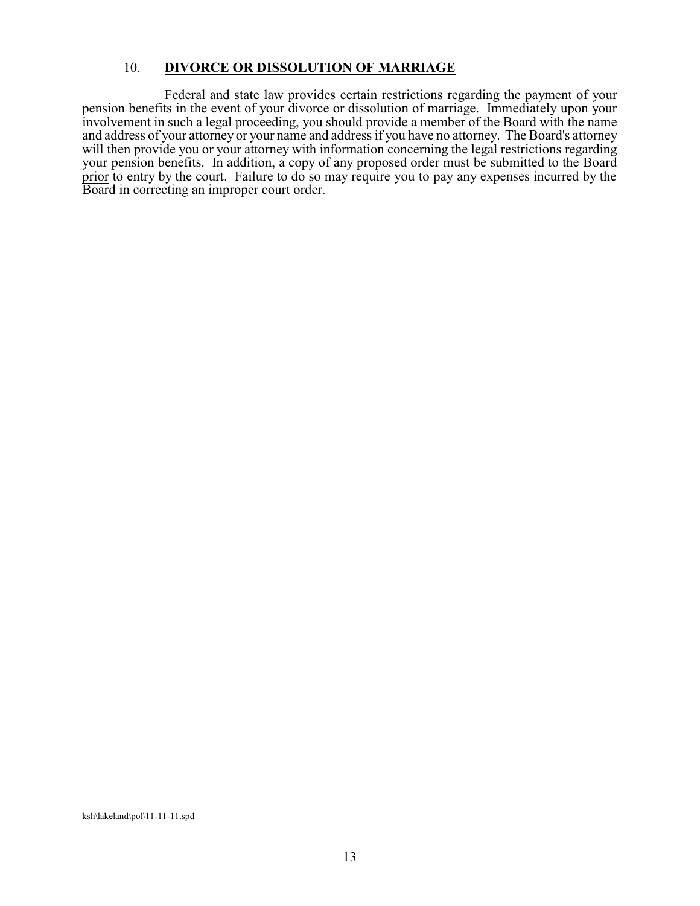## 10. **DIVORCE OR DISSOLUTION OF MARRIAGE**

Federal and state law provides certain restrictions regarding the payment of your pension benefits in the event of your divorce or dissolution of marriage. Immediately upon your involvement in such a legal proceeding, you should provide a member of the Board with the name and address of your attorney or your name and address if you have no attorney. The Board's attorney will then provide you or your attorney with information concerning the legal restrictions regarding your pension benefits. In addition, a copy of any proposed order must be submitted to the Board prior to entry by the court. Failure to do so may require you to pay any expenses incurred by the Board in correcting an improper court order.

ksh\lakeland\pol\11-11-11.spd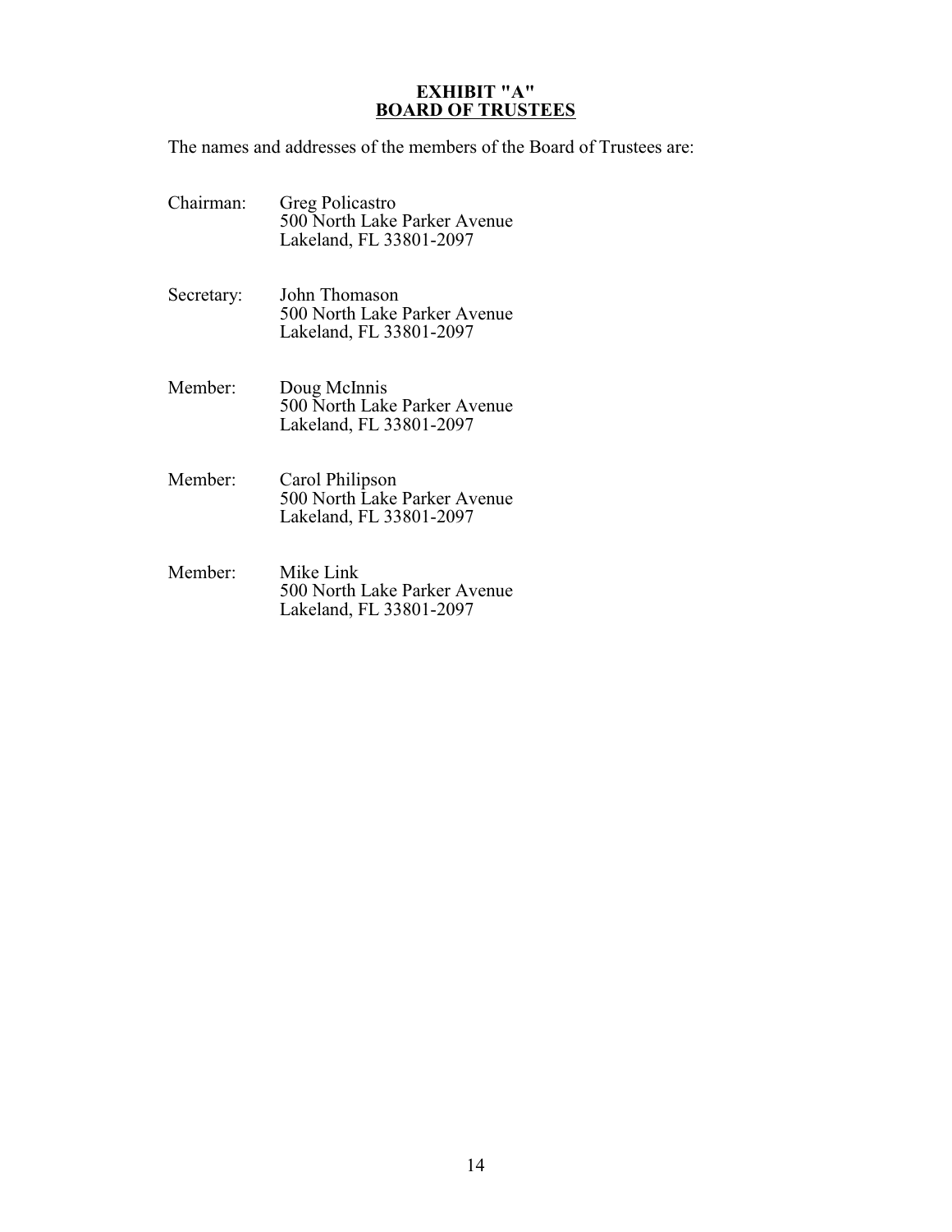# EXHIBIT "A"
## BOARD OF TRUSTEES

The names and addresses of the members of the Board of Trustees are:

Chairman: Greg Policastro
500 North Lake Parker Avenue
Lakeland, FL 33801-2097

Secretary: John Thomason
500 North Lake Parker Avenue
Lakeland, FL 33801-2097

Member: Doug McInnis
500 North Lake Parker Avenue
Lakeland, FL 33801-2097

Member: Carol Philipson
500 North Lake Parker Avenue
Lakeland, FL 33801-2097

Member: Mike Link
500 North Lake Parker Avenue
Lakeland, FL 33801-2097